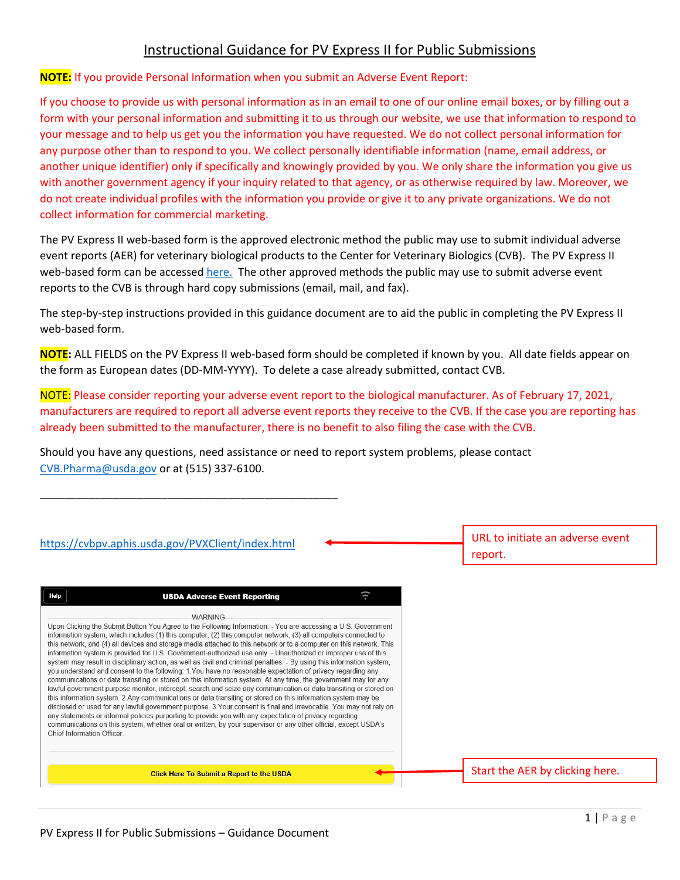# Instructional Guidance for PV Express II for Public Submissions

**NOTE:** If you provide Personal Information when you submit an Adverse Event Report:

If you choose to provide us with personal information as in an email to one of our online email boxes, or by filling out a form with your personal information and submitting it to us through our website, we use that information to respond to your message and to help us get you the information you have requested. We do not collect personal information for any purpose other than to respond to you. We collect personally identifiable information (name, email address, or another unique identifier) only if specifically and knowingly provided by you. We only share the information you give us with another government agency if your inquiry related to that agency, or as otherwise required by law. Moreover, we do not create individual profiles with the information you provide or give it to any private organizations. We do not collect information for commercial marketing.

The PV Express II web-based form is the approved electronic method the public may use to submit individual adverse event reports (AER) for veterinary biological products to the Center for Veterinary Biologics (CVB). The PV Express II web-based form can be accessed here. The other approved methods the public may use to submit adverse event reports to the CVB is through hard copy submissions (email, mail, and fax).

The step-by-step instructions provided in this guidance document are to aid the public in completing the PV Express II web-based form.

**NOTE:** ALL FIELDS on the PV Express II web-based form should be completed if known by you. All date fields appear on the form as European dates (DD-MM-YYYY). To delete a case already submitted, contact CVB.

**NOTE:** Please consider reporting your adverse event report to the biological manufacturer. As of February 17, 2021, manufacturers are required to report all adverse event reports they receive to the CVB. If the case you are reporting has already been submitted to the manufacturer, there is no benefit to also filing the case with the CVB.

Should you have any questions, need assistance or need to report system problems, please contact CVB.Pharma@usda.gov or at (515) 337-6100.

---

https://cvbpv.aphis.usda.gov/PVXClient/index.html ← URL to initiate an adverse event report.

**Help** | **USDA Adverse Event Reporting**

---WARNING---

Upon Clicking the Submit Button You Agree to the Following Information: - You are accessing a U.S. Government information system, which includes (1) this computer, (2) this computer network, (3) all computers connected to this network, and (4) all devices and storage media attached to this network or to a computer on this network. This information system is provided for U.S. Government-authorized use only. - Unauthorized or improper use of this system may result in disciplinary action, as well as civil and criminal penalties. - By using this information system, you understand and consent to the following: 1.You have no reasonable expectation of privacy regarding any communications or data transiting or stored on this information system. At any time, the government may for any lawful government purpose monitor, intercept, search and seize any communication or data transiting or stored on this information system. 2.Any communications or data transiting or stored on this information system may be disclosed or used for any lawful government purpose. 3.Your consent is final and irrevocable. You may not rely on any statements or informal policies purporting to provide you with any expectation of privacy regarding communications on this system, whether oral or written, by your supervisor or any other official, except USDA's Chief Information Officer.

**Click Here To Submit a Report to the USDA** ← Start the AER by clicking here.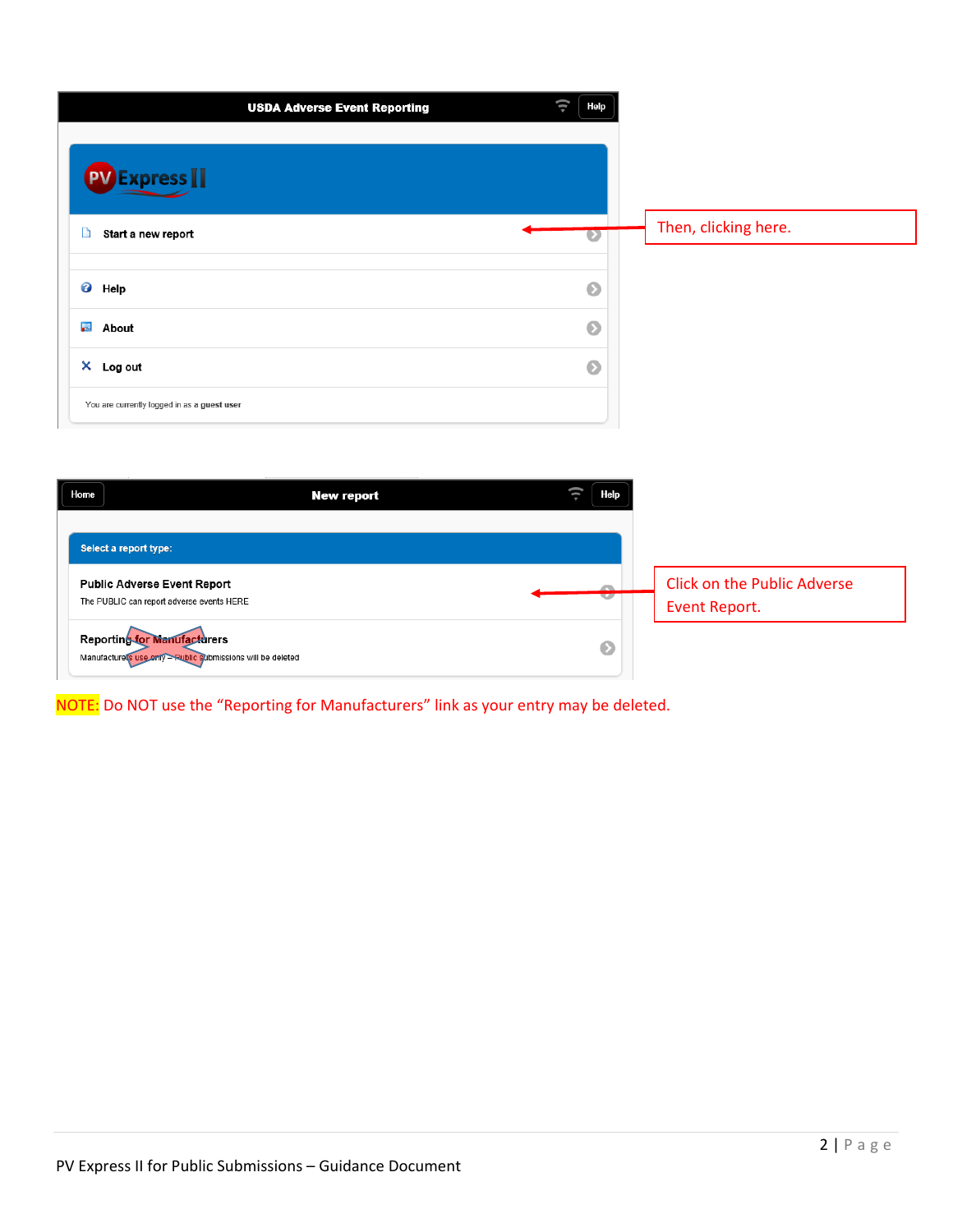USDA Adverse Event Reporting

Help

PV Express II

Start a new report

Help

About

Log out

You are currently logged in as a **guest user**

Then, clicking here.

Home

New report

Help

Select a report type:

**Public Adverse Event Report**

The PUBLIC can report adverse events HERE

**Reporting for Manufacturers**

Manufacturers use only – Public submissions will be deleted

Click on the Public Adverse Event Report.

NOTE: Do NOT use the "Reporting for Manufacturers" link as your entry may be deleted.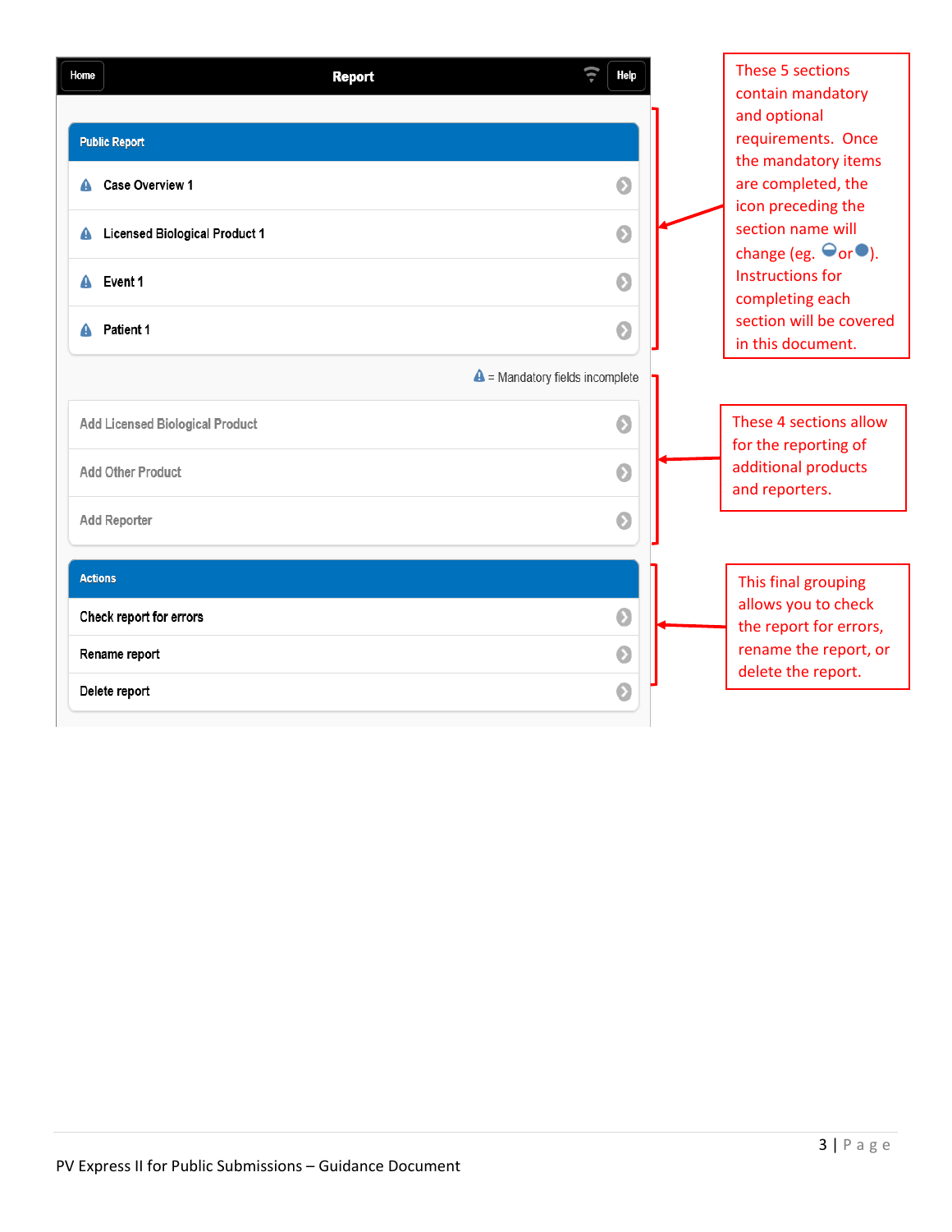**Report**

Home | Help

**Public Report**

- Case Overview 1
- Licensed Biological Product 1
- Event 1
- Patient 1

= Mandatory fields incomplete

- Add Licensed Biological Product
- Add Other Product
- Add Reporter

**Actions**

- Check report for errors
- Rename report
- Delete report

These 5 sections contain mandatory and optional requirements. Once the mandatory items are completed, the icon preceding the section name will change (eg. ◒ or ●). Instructions for completing each section will be covered in this document.

These 4 sections allow for the reporting of additional products and reporters.

This final grouping allows you to check the report for errors, rename the report, or delete the report.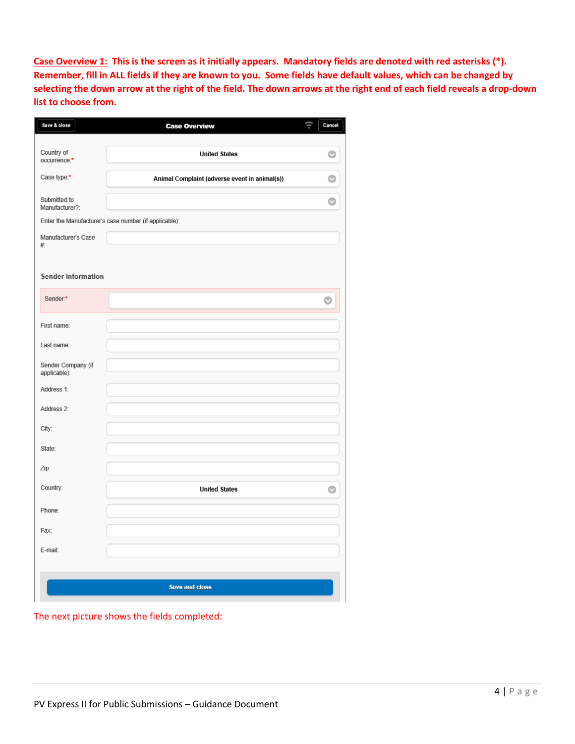**<u>Case Overview 1:</u> This is the screen as it initially appears. Mandatory fields are denoted with red asterisks (*). Remember, fill in ALL fields if they are known to you. Some fields have default values, which can be changed by selecting the down arrow at the right of the field. The down arrows at the right end of each field reveals a drop-down list to choose from.**

**Save & close** | **Case Overview** | **Cancel**

| Field | Value |
| --- | --- |
| Country of occurrence:* | United States |
| Case type:* | Animal Complaint (adverse event in animal(s)) |
| Submitted to Manufacturer?: | |

Enter the Manufacturer's case number (if applicable):

| Field | Value |
| --- | --- |
| Manufacturer's Case #: | |

**Sender information**

| Field | Value |
| --- | --- |
| Sender:* | |
| First name: | |
| Last name: | |
| Sender Company (if applicable): | |
| Address 1: | |
| Address 2: | |
| City: | |
| State: | |
| Zip: | |
| Country: | United States |
| Phone: | |
| Fax: | |
| E-mail: | |

**Save and close**

The next picture shows the fields completed: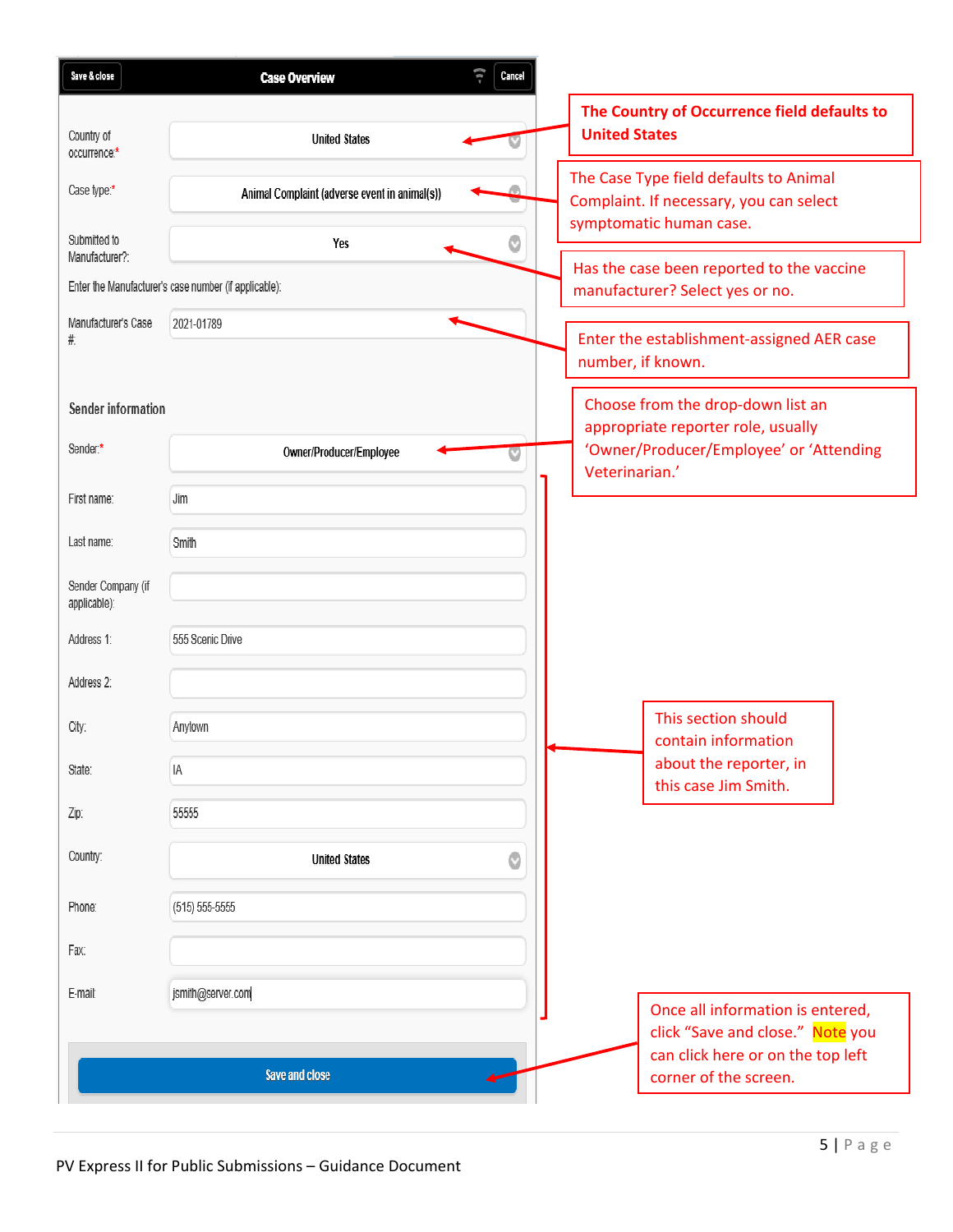**Save & close** | **Case Overview** | **Cancel**

Country of occurrence:* United States

**The Country of Occurrence field defaults to United States**

Case type:* Animal Complaint (adverse event in animal(s))

The Case Type field defaults to Animal Complaint. If necessary, you can select symptomatic human case.

Submitted to Manufacturer?: Yes

Has the case been reported to the vaccine manufacturer? Select yes or no.

Enter the Manufacturer's case number (if applicable):

Manufacturer's Case #: 2021-01789

Enter the establishment-assigned AER case number, if known.

**Sender information**

Sender:* Owner/Producer/Employee

Choose from the drop-down list an appropriate reporter role, usually 'Owner/Producer/Employee' or 'Attending Veterinarian.'

First name: Jim

Last name: Smith

Sender Company (if applicable):

Address 1: 555 Scenic Drive

Address 2:

City: Anytown

State: IA

Zip: 55555

Country: United States

Phone: (515) 555-5555

Fax:

E-mail: jsmith@server.com

This section should contain information about the reporter, in this case Jim Smith.

**Save and close**

Once all information is entered, click "Save and close." Note you can click here or on the top left corner of the screen.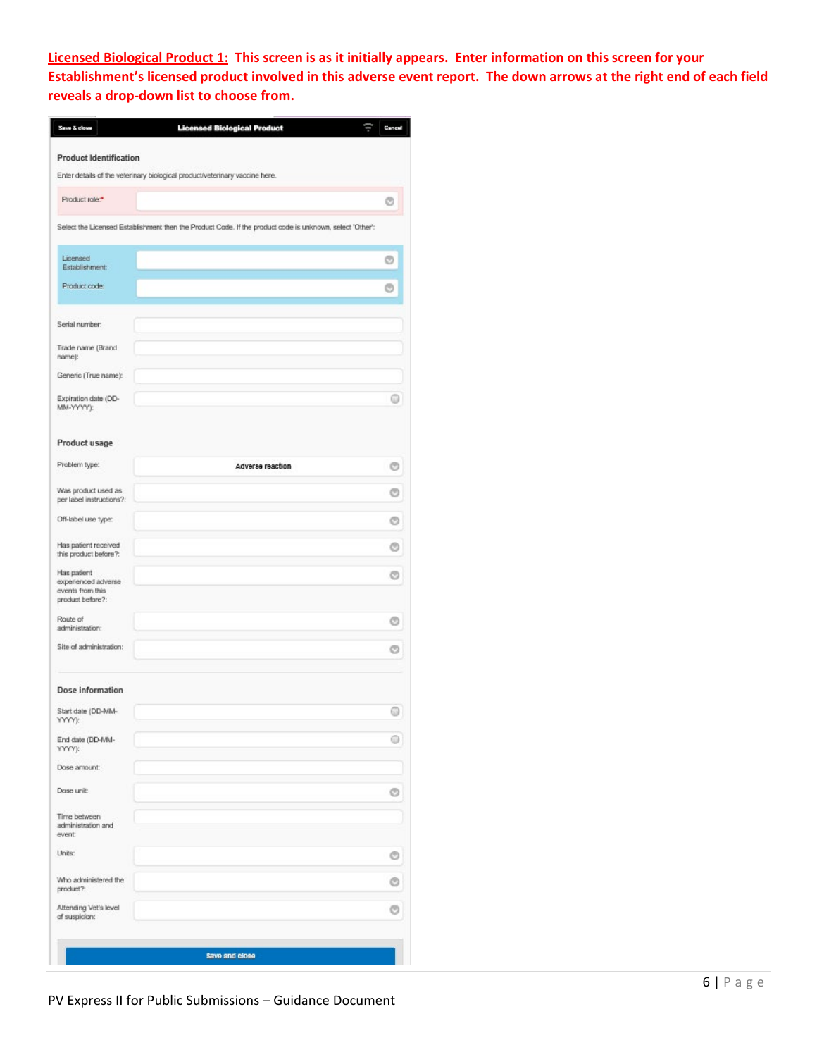**Licensed Biological Product 1: This screen is as it initially appears. Enter information on this screen for your Establishment's licensed product involved in this adverse event report. The down arrows at the right end of each field reveals a drop-down list to choose from.**

Save & close | **Licensed Biological Product** | Cancel

**Product Identification**

Enter details of the veterinary biological product/veterinary vaccine here.

Product role:*

Select the Licensed Establishment then the Product Code. If the product code is unknown, select 'Other':

Licensed Establishment:

Product code:

Serial number:

Trade name (Brand name):

Generic (True name):

Expiration date (DD-MM-YYYY):

**Product usage**

Problem type: Adverse reaction

Was product used as per label instructions?:

Off-label use type:

Has patient received this product before?:

Has patient experienced adverse events from this product before?:

Route of administration:

Site of administration:

**Dose information**

Start date (DD-MM-YYYY):

End date (DD-MM-YYYY):

Dose amount:

Dose unit:

Time between administration and event:

Units:

Who administered the product?:

Attending Vet's level of suspicion:

Save and close

PV Express II for Public Submissions – Guidance Document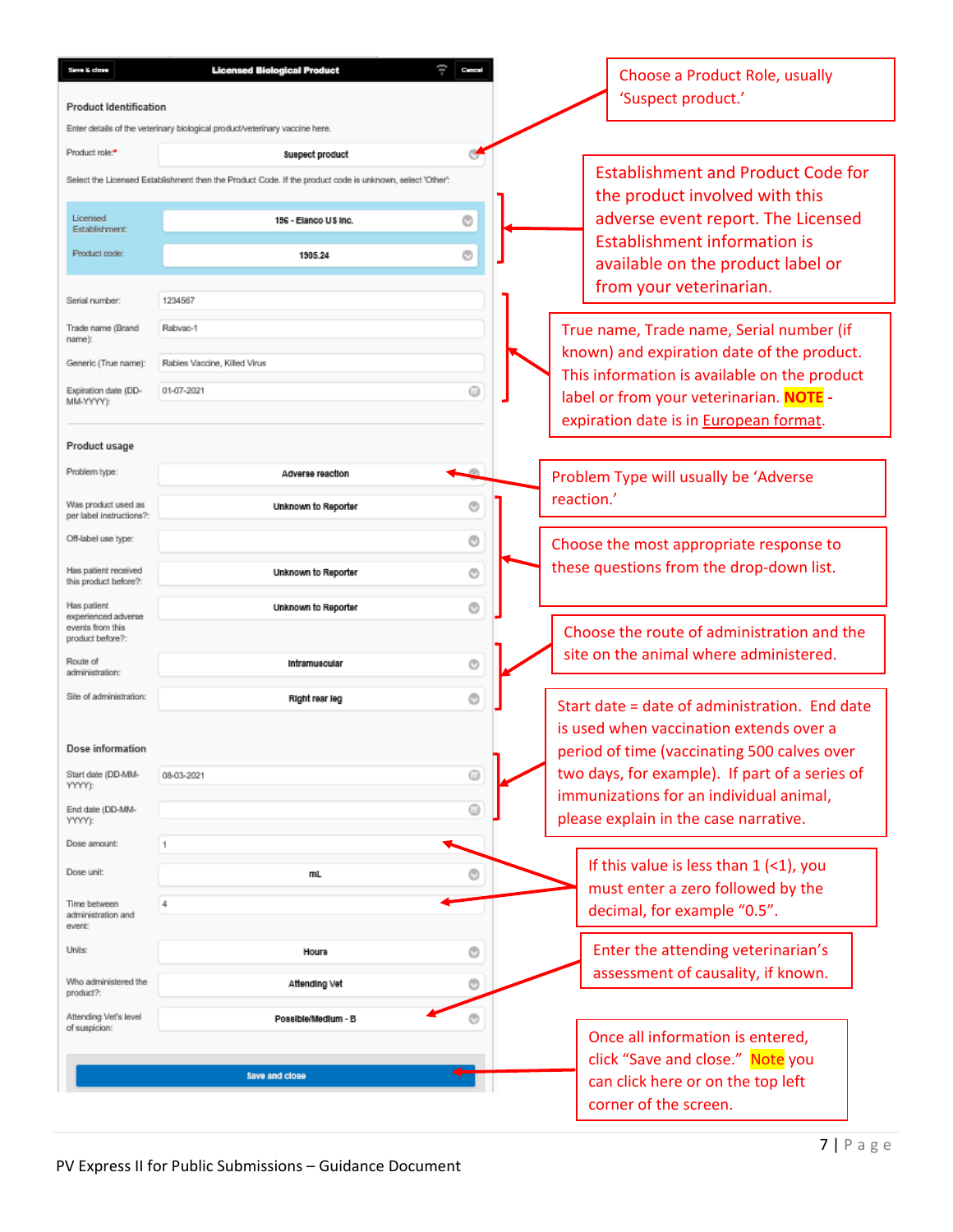**Save & close** | **Licensed Biological Product** | **Cancel**

### Product Identification

Enter details of the veterinary biological product/veterinary vaccine here.

| Field | Value |
|---|---|
| Product role:* | Suspect product |

Select the Licensed Establishment then the Product Code. If the product code is unknown, select 'Other'.

| Field | Value |
|---|---|
| Licensed Establishment: | 196 - Elanco US Inc. |
| Product code: | 1905.24 |
| Serial number: | 1234567 |
| Trade name (Brand name): | Rabvac-1 |
| Generic (True name): | Rabies Vaccine, Killed Virus |
| Expiration date (DD-MM-YYYY): | 01-07-2021 |

### Product usage

| Field | Value |
|---|---|
| Problem type: | Adverse reaction |
| Was product used as per label instructions?: | Unknown to Reporter |
| Off-label use type: | |
| Has patient received this product before?: | Unknown to Reporter |
| Has patient experienced adverse events from this product before?: | Unknown to Reporter |
| Route of administration: | Intramuscular |
| Site of administration: | Right rear leg |

### Dose information

| Field | Value |
|---|---|
| Start date (DD-MM-YYYY): | 08-03-2021 |
| End date (DD-MM-YYYY): | |
| Dose amount: | 1 |
| Dose unit: | mL |
| Time between administration and event: | 4 |
| Units: | Hours |
| Who administered the product?: | Attending Vet |
| Attending Vet's level of suspicion: | Possible/Medium - B |

**Save and close**

---

- Choose a Product Role, usually 'Suspect product.'
- Establishment and Product Code for the product involved with this adverse event report. The Licensed Establishment information is available on the product label or from your veterinarian.
- True name, Trade name, Serial number (if known) and expiration date of the product. This information is available on the product label or from your veterinarian. **NOTE** - expiration date is in European format.
- Problem Type will usually be 'Adverse reaction.'
- Choose the most appropriate response to these questions from the drop-down list.
- Choose the route of administration and the site on the animal where administered.
- Start date = date of administration. End date is used when vaccination extends over a period of time (vaccinating 500 calves over two days, for example). If part of a series of immunizations for an individual animal, please explain in the case narrative.
- If this value is less than 1 (<1), you must enter a zero followed by the decimal, for example "0.5".
- Enter the attending veterinarian's assessment of causality, if known.
- Once all information is entered, click "Save and close." **Note** you can click here or on the top left corner of the screen.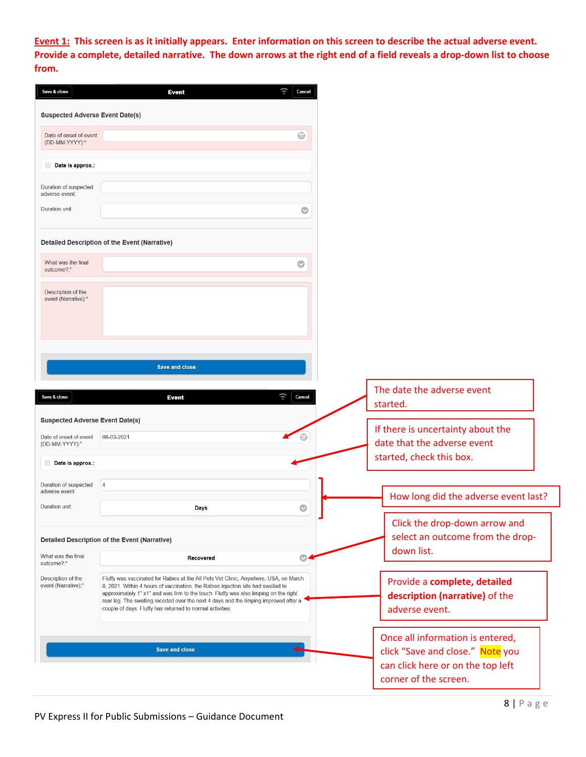**Event 1: This screen is as it initially appears. Enter information on this screen to describe the actual adverse event. Provide a complete, detailed narrative. The down arrows at the right end of a field reveals a drop-down list to choose from.**

Save & close | **Event** | Cancel

**Suspected Adverse Event Date(s)**

Date of onset of event (DD-MM-YYYY):*

Date is approx.:

Duration of suspected adverse event:

Duration unit:

**Detailed Description of the Event (Narrative)**

What was the final outcome?:*

Description of the event (Narrative):*

Save and close

---

Save & close | **Event** | Cancel

**Suspected Adverse Event Date(s)**

Date of onset of event (DD-MM-YYYY):* 08-03-2021

The date the adverse event started.

Date is approx.:

If there is uncertainty about the date that the adverse event started, check this box.

Duration of suspected adverse event: 4

Duration unit: Days

How long did the adverse event last?

**Detailed Description of the Event (Narrative)**

What was the final outcome?:* Recovered

Click the drop-down arrow and select an outcome from the drop-down list.

Description of the event (Narrative):* Fluffy was vaccinated for Rabies at the All Pets Vet Clinic, Anywhere, USA, on March 8, 2021. Within 4 hours of vaccination, the Rabies injection site had swelled to approximately 1" x1" and was firm to the touch. Fluffy was also limping on the right rear leg. The swelling receded over the next 4 days and the limping improved after a couple of days. Fluffy has returned to normal activities.

Provide a **complete, detailed description (narrative)** of the adverse event.

Save and close

Once all information is entered, click “Save and close.” Note you can click here or on the top left corner of the screen.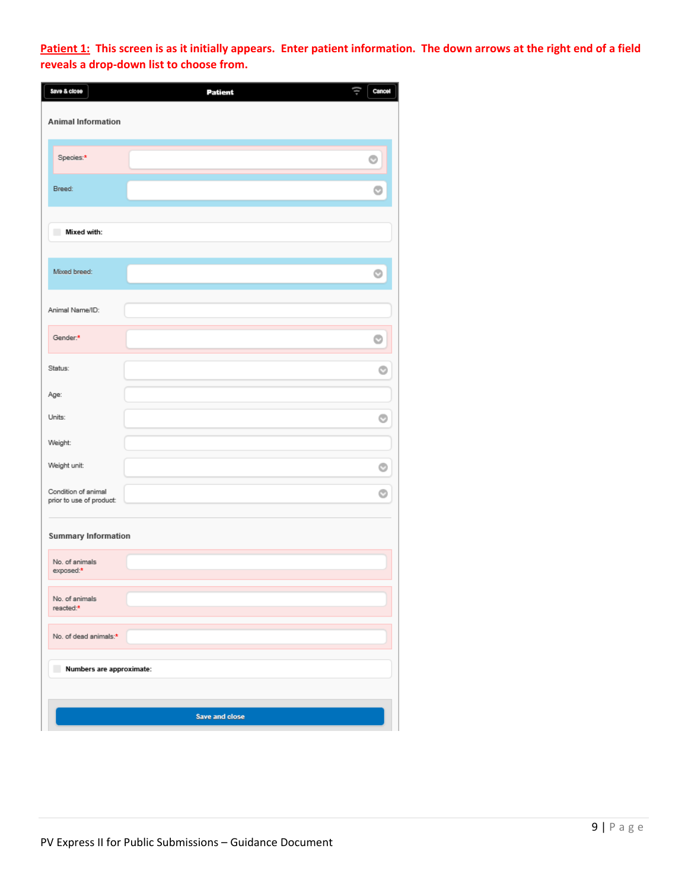**Patient 1: This screen is as it initially appears. Enter patient information. The down arrows at the right end of a field reveals a drop-down list to choose from.**

Save & close | **Patient** | Cancel

**Animal Information**

Species:*

Breed:

Mixed with:

Mixed breed:

Animal Name/ID:

Gender:*

Status:

Age:

Units:

Weight:

Weight unit:

Condition of animal prior to use of product:

**Summary Information**

No. of animals exposed:*

No. of animals reacted:*

No. of dead animals:*

Numbers are approximate:

Save and close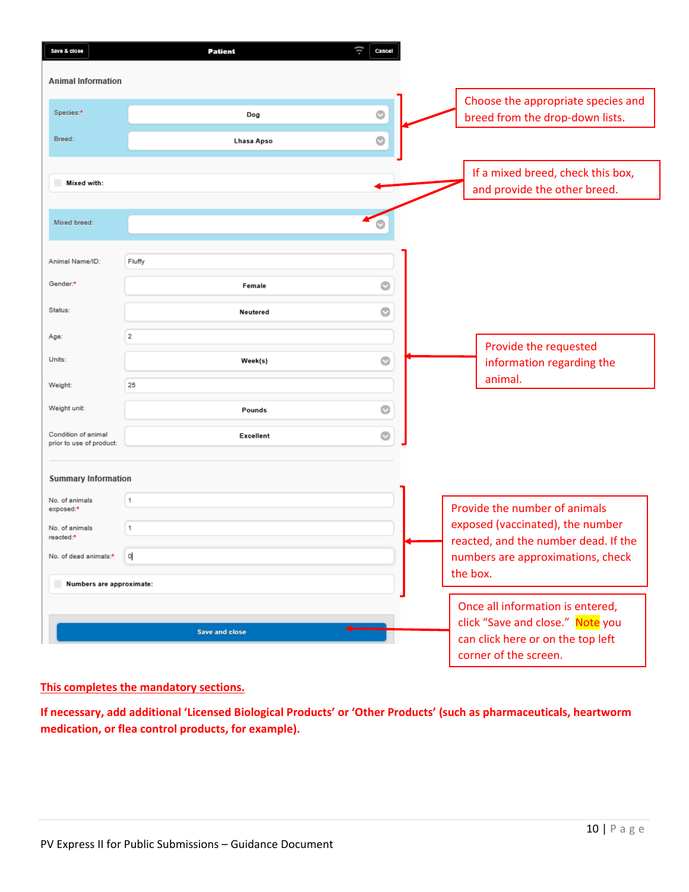**Patient**

Save & close | Cancel

**Animal Information**

Species:* Dog

Breed: Lhasa Apso

Choose the appropriate species and breed from the drop-down lists.

Mixed with:

Mixed breed:

If a mixed breed, check this box, and provide the other breed.

Animal Name/ID: Fluffy

Gender:* Female

Status: Neutered

Age: 2

Units: Week(s)

Weight: 25

Weight unit: Pounds

Condition of animal prior to use of product: Excellent

Provide the requested information regarding the animal.

**Summary Information**

No. of animals exposed:* 1

No. of animals reacted:* 1

No. of dead animals:* 0

Numbers are approximate:

Provide the number of animals exposed (vaccinated), the number reacted, and the number dead. If the numbers are approximations, check the box.

Save and close

Once all information is entered, click “Save and close.” Note you can click here or on the top left corner of the screen.

**This completes the mandatory sections.**

**If necessary, add additional ‘Licensed Biological Products’ or ‘Other Products’ (such as pharmaceuticals, heartworm medication, or flea control products, for example).**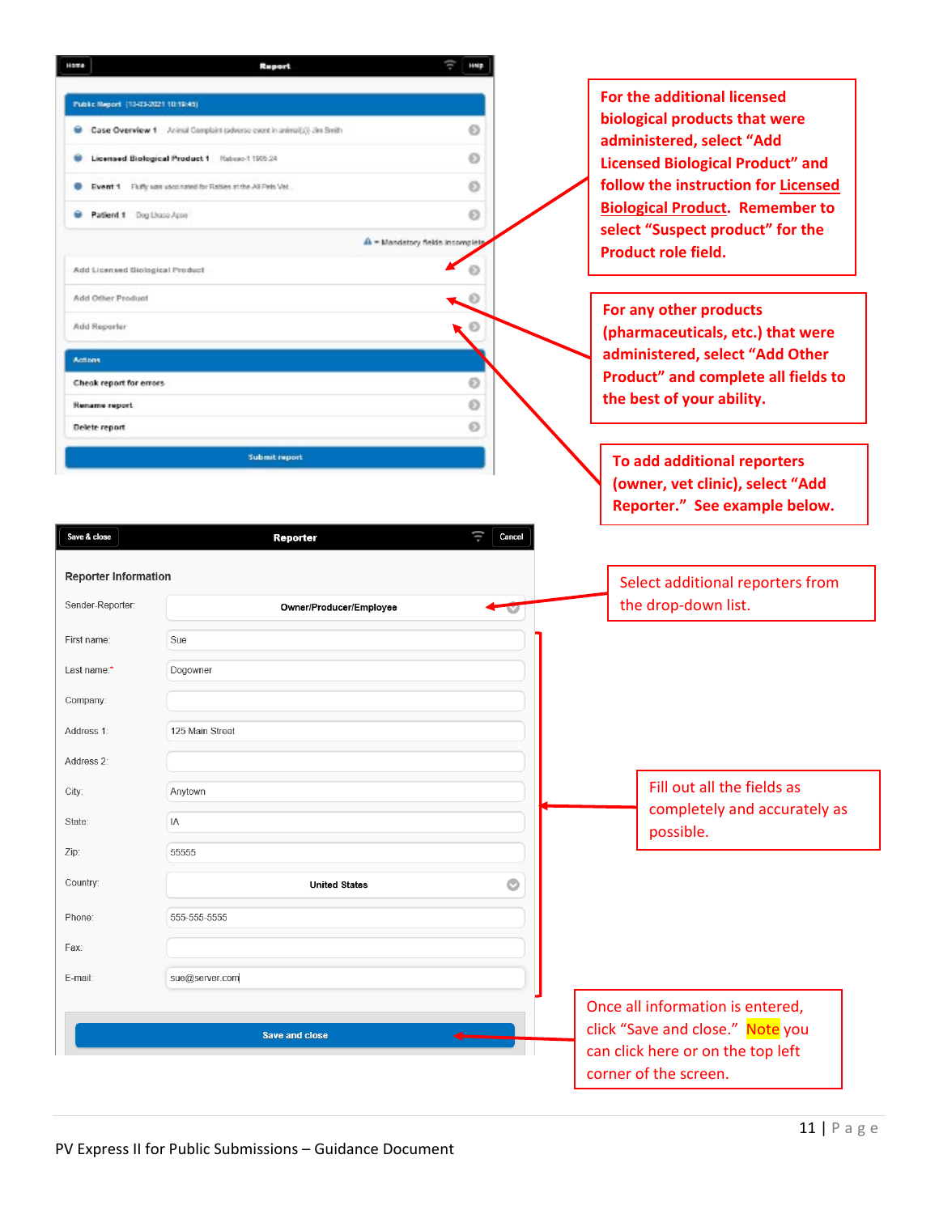**For the additional licensed biological products that were administered, select "Add Licensed Biological Product" and follow the instruction for Licensed Biological Product. Remember to select "Suspect product" for the Product role field.**

**For any other products (pharmaceuticals, etc.) that were administered, select "Add Other Product" and complete all fields to the best of your ability.**

**To add additional reporters (owner, vet clinic), select "Add Reporter." See example below.**

| Reporter Information | |
|---|---|
| Sender-Reporter: | Owner/Producer/Employee |
| First name: | Sue |
| Last name:* | Dogowner |
| Company: | |
| Address 1: | 125 Main Street |
| Address 2: | |
| City: | Anytown |
| State: | IA |
| Zip: | 55555 |
| Country: | United States |
| Phone: | 555-555-5555 |
| Fax: | |
| E-mail: | sue@server.com |

Select additional reporters from the drop-down list.

Fill out all the fields as completely and accurately as possible.

Once all information is entered, click "Save and close." Note you can click here or on the top left corner of the screen.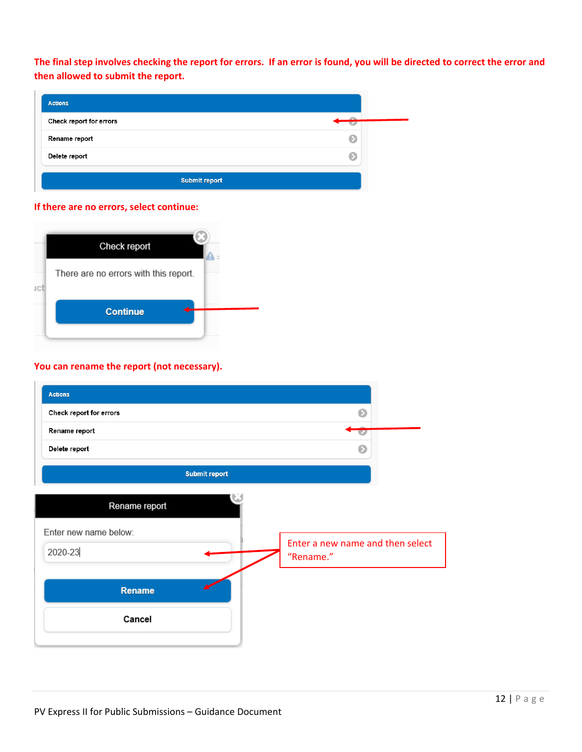**The final step involves checking the report for errors. If an error is found, you will be directed to correct the error and then allowed to submit the report.**

Actions

- Check report for errors
- Rename report
- Delete report

Submit report

**If there are no errors, select continue:**

Check report

There are no errors with this report.

Continue

**You can rename the report (not necessary).**

Actions

- Check report for errors
- Rename report
- Delete report

Submit report

Rename report

Enter new name below:

2020-23

Rename

Cancel

Enter a new name and then select "Rename."

PV Express II for Public Submissions – Guidance Document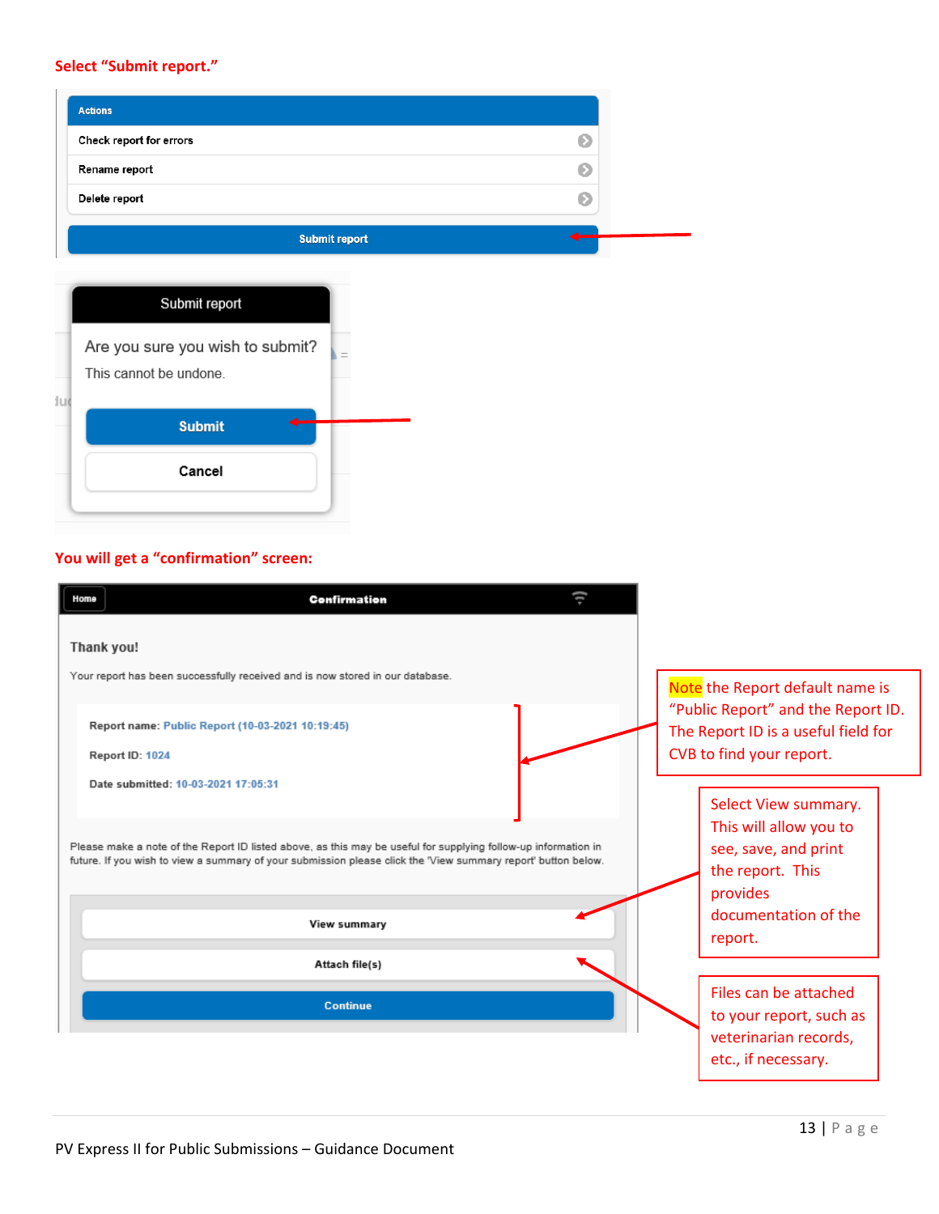**Select "Submit report."**

Actions

- Check report for errors
- Rename report
- Delete report

Submit report

Submit report

Are you sure you wish to submit?

This cannot be undone.

Submit

Cancel

**You will get a "confirmation" screen:**

Home — Confirmation

**Thank you!**

Your report has been successfully received and is now stored in our database.

Report name: Public Report (10-03-2021 10:19:45)

Report ID: 1024

Date submitted: 10-03-2021 17:05:31

Please make a note of the Report ID listed above, as this may be useful for supplying follow-up information in future. If you wish to view a summary of your submission please click the 'View summary report' button below.

View summary

Attach file(s)

Continue

Note the Report default name is "Public Report" and the Report ID. The Report ID is a useful field for CVB to find your report.

Select View summary. This will allow you to see, save, and print the report. This provides documentation of the report.

Files can be attached to your report, such as veterinarian records, etc., if necessary.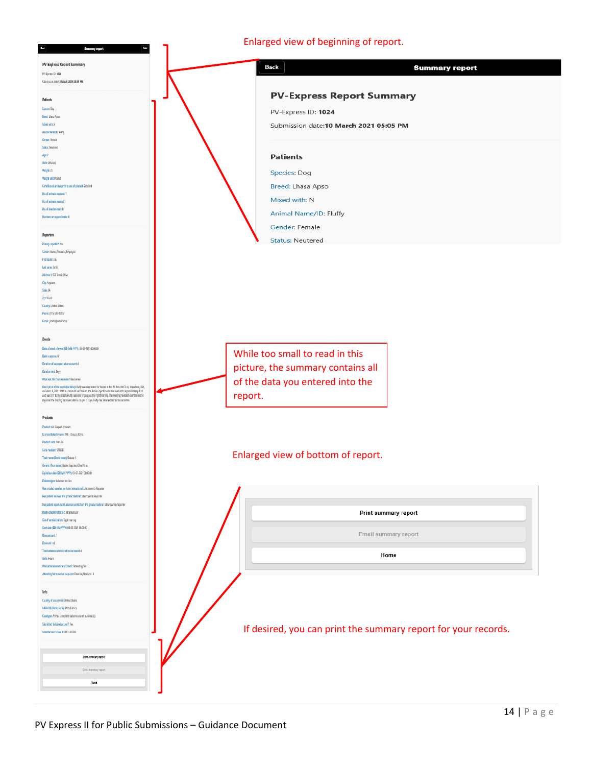Enlarged view of beginning of report.

**Back** | **Summary report**

**PV-Express Report Summary**

PV-Express ID: **1024**

Submission date:**10 March 2021 05:05 PM**

**Patients**

Species: Dog

Breed: Lhasa Apso

Mixed with: N

Animal Name/ID: Fluffy

Gender: Female

Status: Neutered

While too small to read in this picture, the summary contains all of the data you entered into the report.

Enlarged view of bottom of report.

Print summary report

Email summary report

Home

If desired, you can print the summary report for your records.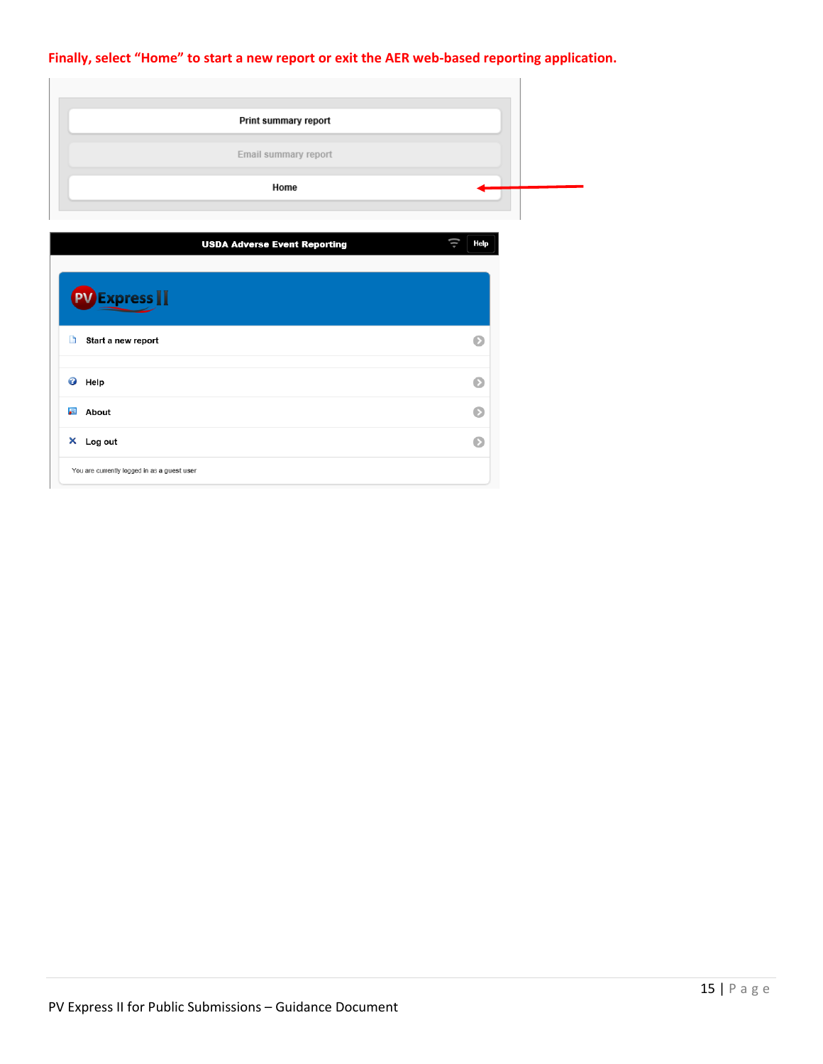**Finally, select "Home" to start a new report or exit the AER web-based reporting application.**

Print summary report

Email summary report

Home

USDA Adverse Event Reporting

Help

PV Express II

Start a new report

Help

About

Log out

You are currently logged in as a guest user